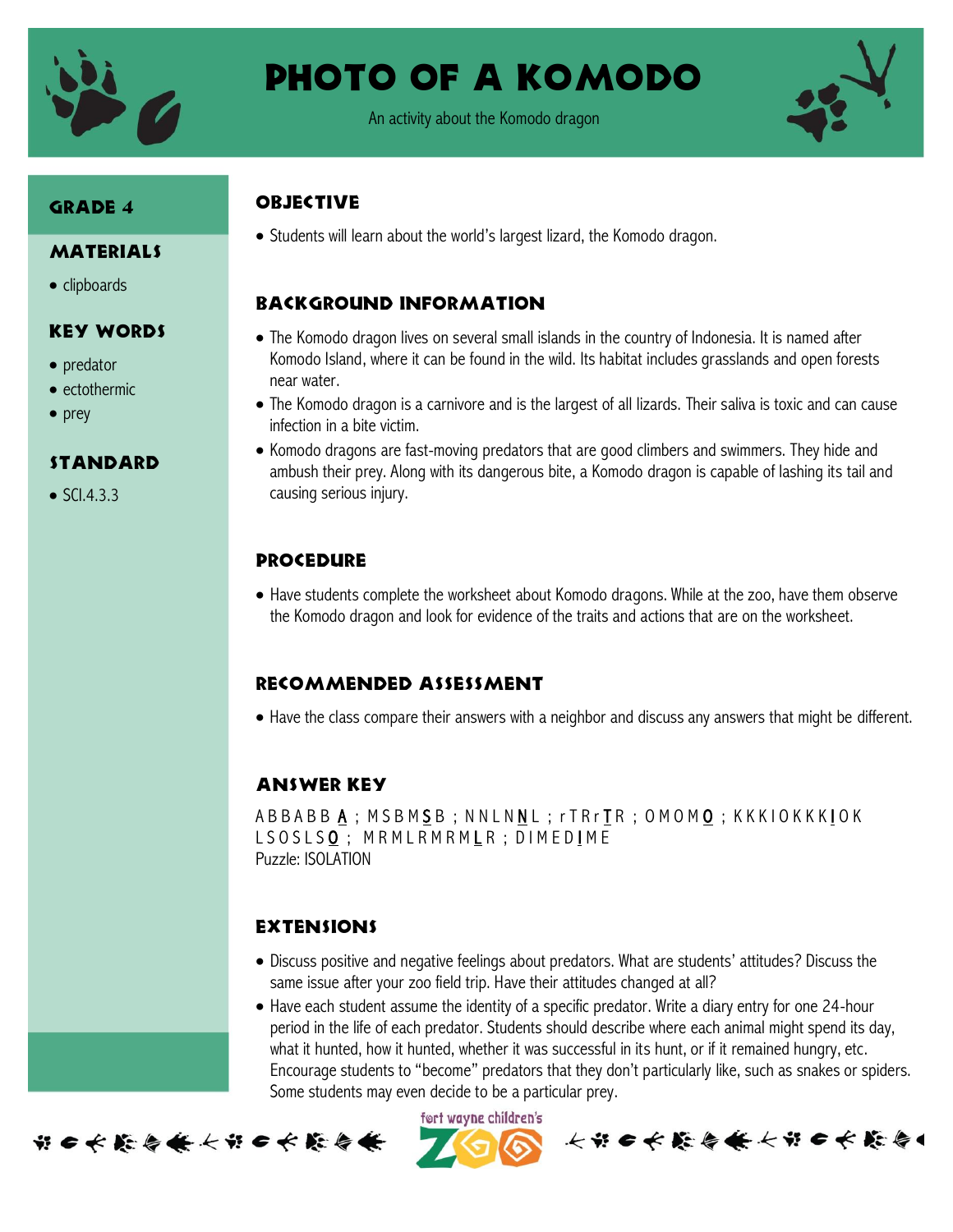# Photo of a Komodo

An activity about the Komodo dragon

## Grade 4

## Materials

- clipboards

## Key Words

- predator
- ectothermic
- prey

## Standard

- SCI.4.3.3

## Objective

- Students will learn about the world's largest lizard, the Komodo dragon.

## Background Information

- The Komodo dragon lives on several small islands in the country of Indonesia. It is named after Komodo Island, where it can be found in the wild. Its habitat includes grasslands and open forests near water.
- The Komodo dragon is a carnivore and is the largest of all lizards. Their saliva is toxic and can cause infection in a bite victim.
- Komodo dragons are fast-moving predators that are good climbers and swimmers. They hide and ambush their prey. Along with its dangerous bite, a Komodo dragon is capable of lashing its tail and causing serious injury.

## Procedure

- Have students complete the worksheet about Komodo dragons. While at the zoo, have them observe the Komodo dragon and look for evidence of the traits and actions that are on the worksheet.

## Recommended Assessment

- Have the class compare their answers with a neighbor and discuss any answers that might be different.

## Answer Key

A B B A B B A ; M S B M S B ; N N L N N L ; r T R r T R ; O M O M O ; K K K I O K K K I O K
L S O S L S O ; M R M L R M R M L R ; D I M E D I M E
Puzzle: ISOLATION

## Extensions

- Discuss positive and negative feelings about predators. What are students' attitudes? Discuss the same issue after your zoo field trip. Have their attitudes changed at all?
- Have each student assume the identity of a specific predator. Write a diary entry for one 24-hour period in the life of each predator. Students should describe where each animal might spend its day, what it hunted, how it hunted, whether it was successful in its hunt, or if it remained hungry, etc. Encourage students to "become" predators that they don't particularly like, such as snakes or spiders. Some students may even decide to be a particular prey.

fort wayne children's ZOO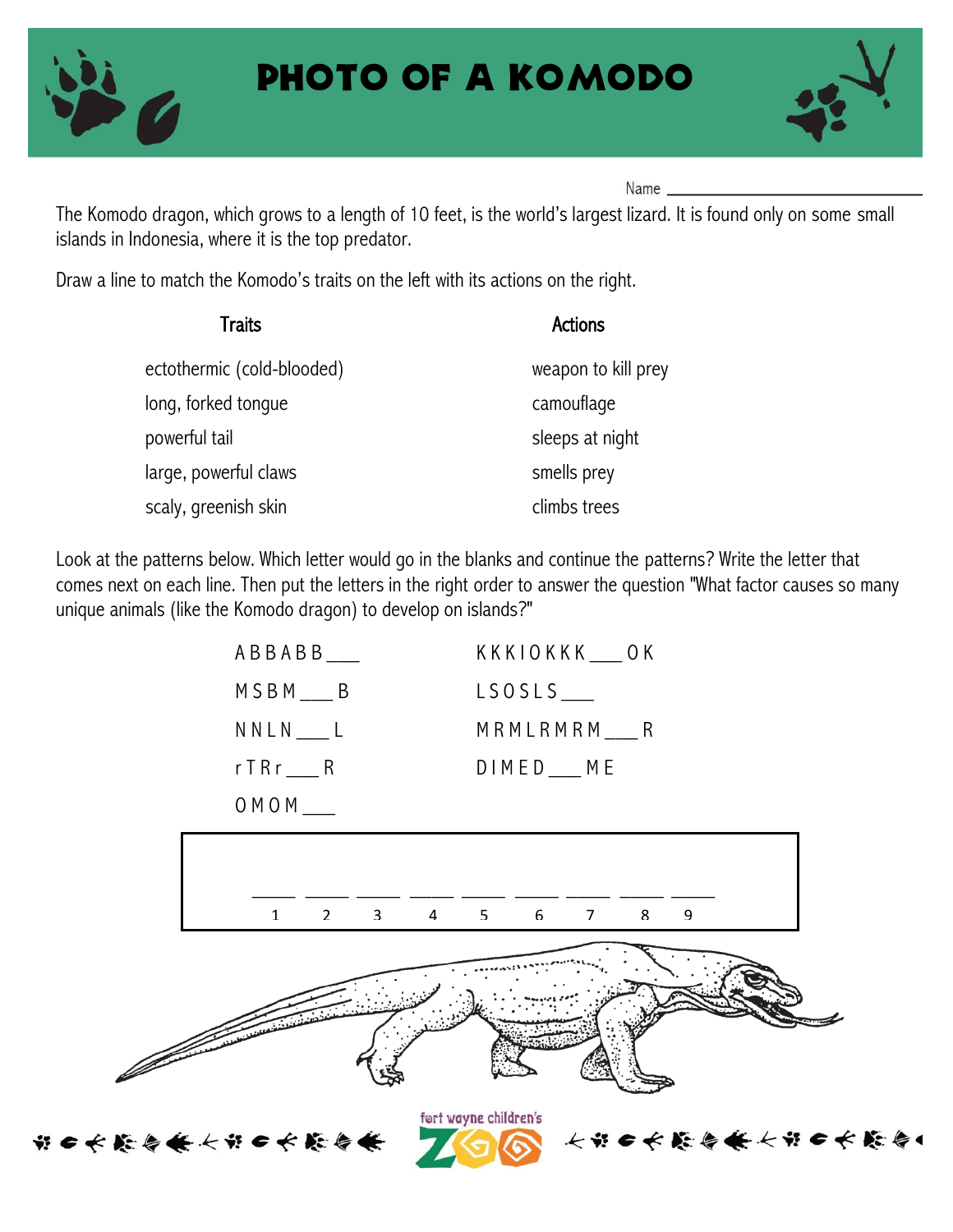# PHOTO OF A KOMODO

Name ________________________

The Komodo dragon, which grows to a length of 10 feet, is the world's largest lizard. It is found only on some small islands in Indonesia, where it is the top predator.

Draw a line to match the Komodo's traits on the left with its actions on the right.

| Traits | Actions |
|---|---|
| ectothermic (cold-blooded) | weapon to kill prey |
| long, forked tongue | camouflage |
| powerful tail | sleeps at night |
| large, powerful claws | smells prey |
| scaly, greenish skin | climbs trees |

Look at the patterns below. Which letter would go in the blanks and continue the patterns? Write the letter that comes next on each line. Then put the letters in the right order to answer the question "What factor causes so many unique animals (like the Komodo dragon) to develop on islands?"

| | |
|---|---|
| A B B A B B ___ | K K K I O K K K ___ O K |
| M S B M ___ B | L S O S L S ___ |
| N N L N ___ L | M R M L R M R M ___ R |
| r T R r ___ R | D I M E D ___ M E |
| O M O M ___ | |

___ ___ ___ ___ ___ ___ ___ ___ ___
1 2 3 4 5 6 7 8 9

fort wayne children's ZOO